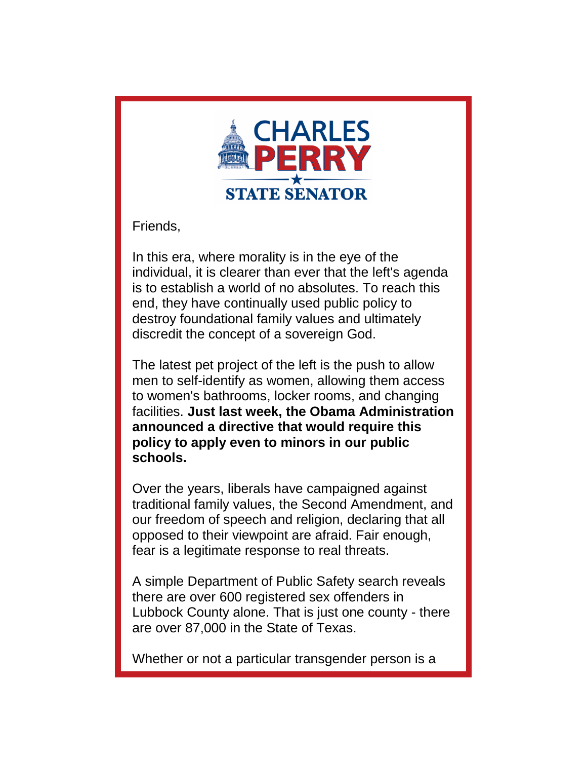CHARLES PERRY
STATE SENATOR

Friends,

In this era, where morality is in the eye of the individual, it is clearer than ever that the left's agenda is to establish a world of no absolutes. To reach this end, they have continually used public policy to destroy foundational family values and ultimately discredit the concept of a sovereign God.

The latest pet project of the left is the push to allow men to self-identify as women, allowing them access to women's bathrooms, locker rooms, and changing facilities. **Just last week, the Obama Administration announced a directive that would require this policy to apply even to minors in our public schools.**

Over the years, liberals have campaigned against traditional family values, the Second Amendment, and our freedom of speech and religion, declaring that all opposed to their viewpoint are afraid. Fair enough, fear is a legitimate response to real threats.

A simple Department of Public Safety search reveals there are over 600 registered sex offenders in Lubbock County alone. That is just one county - there are over 87,000 in the State of Texas.

Whether or not a particular transgender person is a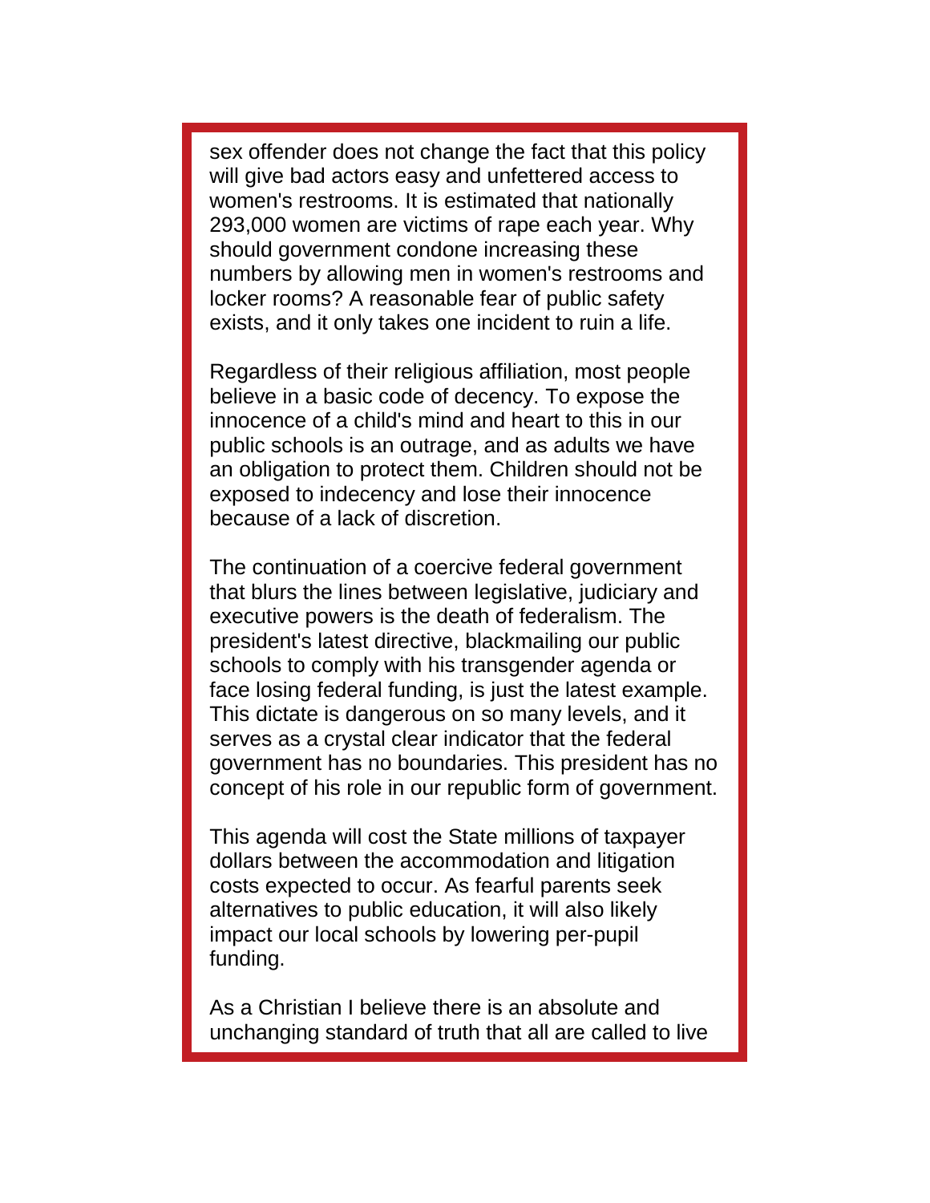sex offender does not change the fact that this policy will give bad actors easy and unfettered access to women's restrooms. It is estimated that nationally 293,000 women are victims of rape each year. Why should government condone increasing these numbers by allowing men in women's restrooms and locker rooms? A reasonable fear of public safety exists, and it only takes one incident to ruin a life.

Regardless of their religious affiliation, most people believe in a basic code of decency. To expose the innocence of a child's mind and heart to this in our public schools is an outrage, and as adults we have an obligation to protect them. Children should not be exposed to indecency and lose their innocence because of a lack of discretion.

The continuation of a coercive federal government that blurs the lines between legislative, judiciary and executive powers is the death of federalism. The president's latest directive, blackmailing our public schools to comply with his transgender agenda or face losing federal funding, is just the latest example. This dictate is dangerous on so many levels, and it serves as a crystal clear indicator that the federal government has no boundaries. This president has no concept of his role in our republic form of government.

This agenda will cost the State millions of taxpayer dollars between the accommodation and litigation costs expected to occur. As fearful parents seek alternatives to public education, it will also likely impact our local schools by lowering per-pupil funding.

As a Christian I believe there is an absolute and unchanging standard of truth that all are called to live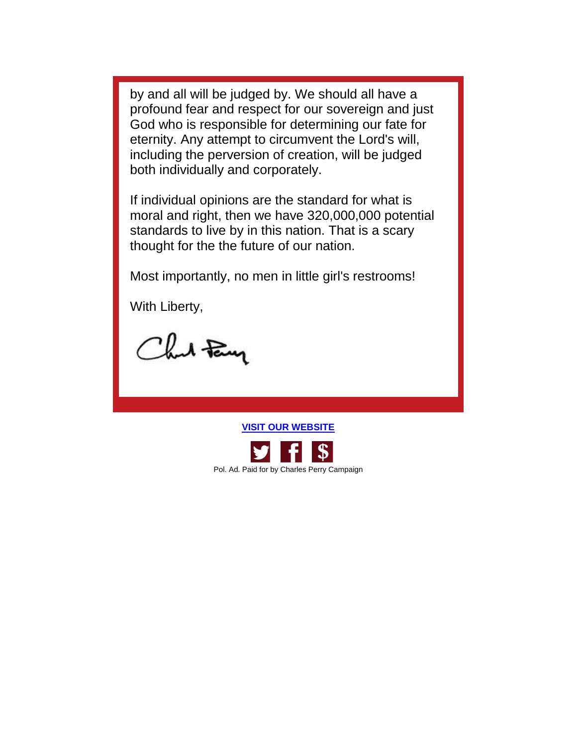by and all will be judged by. We should all have a profound fear and respect for our sovereign and just God who is responsible for determining our fate for eternity. Any attempt to circumvent the Lord's will, including the perversion of creation, will be judged both individually and corporately.

If individual opinions are the standard for what is moral and right, then we have 320,000,000 potential standards to live by in this nation. That is a scary thought for the the future of our nation.

Most importantly, no men in little girl's restrooms!

With Liberty,

**VISIT OUR WEBSITE**

Pol. Ad. Paid for by Charles Perry Campaign